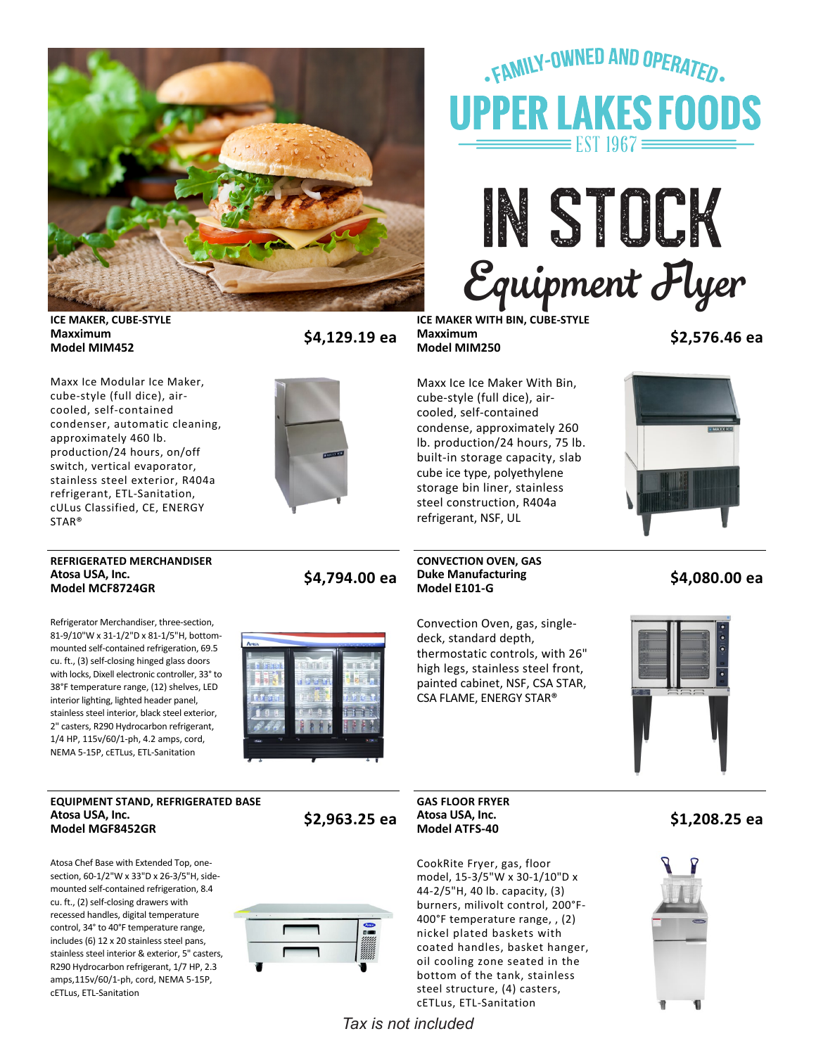## FAMILY-OWNED AND OPERATED

# UPPER LAKES FOODS

EST 1967

# IN STOCK Equipment Flyer

---

**ICE MAKER, CUBE-STYLE**
**Maxximum**
**Model MIM452**

**$4,129.19 ea**

Maxx Ice Modular Ice Maker, cube-style (full dice), air-cooled, self-contained condenser, automatic cleaning, approximately 460 lb. production/24 hours, on/off switch, vertical evaporator, stainless steel exterior, R404a refrigerant, ETL-Sanitation, cULus Classified, CE, ENERGY STAR®

---

**ICE MAKER WITH BIN, CUBE-STYLE**
**Maxximum**
**Model MIM250**

**$2,576.46 ea**

Maxx Ice Ice Maker With Bin, cube-style (full dice), air-cooled, self-contained condense, approximately 260 lb. production/24 hours, 75 lb. built-in storage capacity, slab cube ice type, polyethylene storage bin liner, stainless steel construction, R404a refrigerant, NSF, UL

---

**REFRIGERATED MERCHANDISER**
**Atosa USA, Inc.**
**Model MCF8724GR**

**$4,794.00 ea**

Refrigerator Merchandiser, three-section, 81-9/10"W x 31-1/2"D x 81-1/5"H, bottom-mounted self-contained refrigeration, 69.5 cu. ft., (3) self-closing hinged glass doors with locks, Dixell electronic controller, 33° to 38°F temperature range, (12) shelves, LED interior lighting, lighted header panel, stainless steel interior, black steel exterior, 2" casters, R290 Hydrocarbon refrigerant, 1/4 HP, 115v/60/1-ph, 4.2 amps, cord, NEMA 5-15P, cETLus, ETL-Sanitation

---

**CONVECTION OVEN, GAS**
**Duke Manufacturing**
**Model E101-G**

**$4,080.00 ea**

Convection Oven, gas, single-deck, standard depth, thermostatic controls, with 26" high legs, stainless steel front, painted cabinet, NSF, CSA STAR, CSA FLAME, ENERGY STAR®

---

**EQUIPMENT STAND, REFRIGERATED BASE**
**Atosa USA, Inc.**
**Model MGF8452GR**

**$2,963.25 ea**

Atosa Chef Base with Extended Top, one-section, 60-1/2"W x 33"D x 26-3/5"H, side-mounted self-contained refrigeration, 8.4 cu. ft., (2) self-closing drawers with recessed handles, digital temperature control, 34° to 40°F temperature range, includes (6) 12 x 20 stainless steel pans, stainless steel interior & exterior, 5" casters, R290 Hydrocarbon refrigerant, 1/7 HP, 2.3 amps,115v/60/1-ph, cord, NEMA 5-15P, cETLus, ETL-Sanitation

---

**GAS FLOOR FRYER**
**Atosa USA, Inc.**
**Model ATFS-40**

**$1,208.25 ea**

CookRite Fryer, gas, floor model, 15-3/5"W x 30-1/10"D x 44-2/5"H, 40 lb. capacity, (3) burners, milivolt control, 200°F-400°F temperature range, , (2) nickel plated baskets with coated handles, basket hanger, oil cooling zone seated in the bottom of the tank, stainless steel structure, (4) casters, cETLus, ETL-Sanitation

---

*Tax is not included*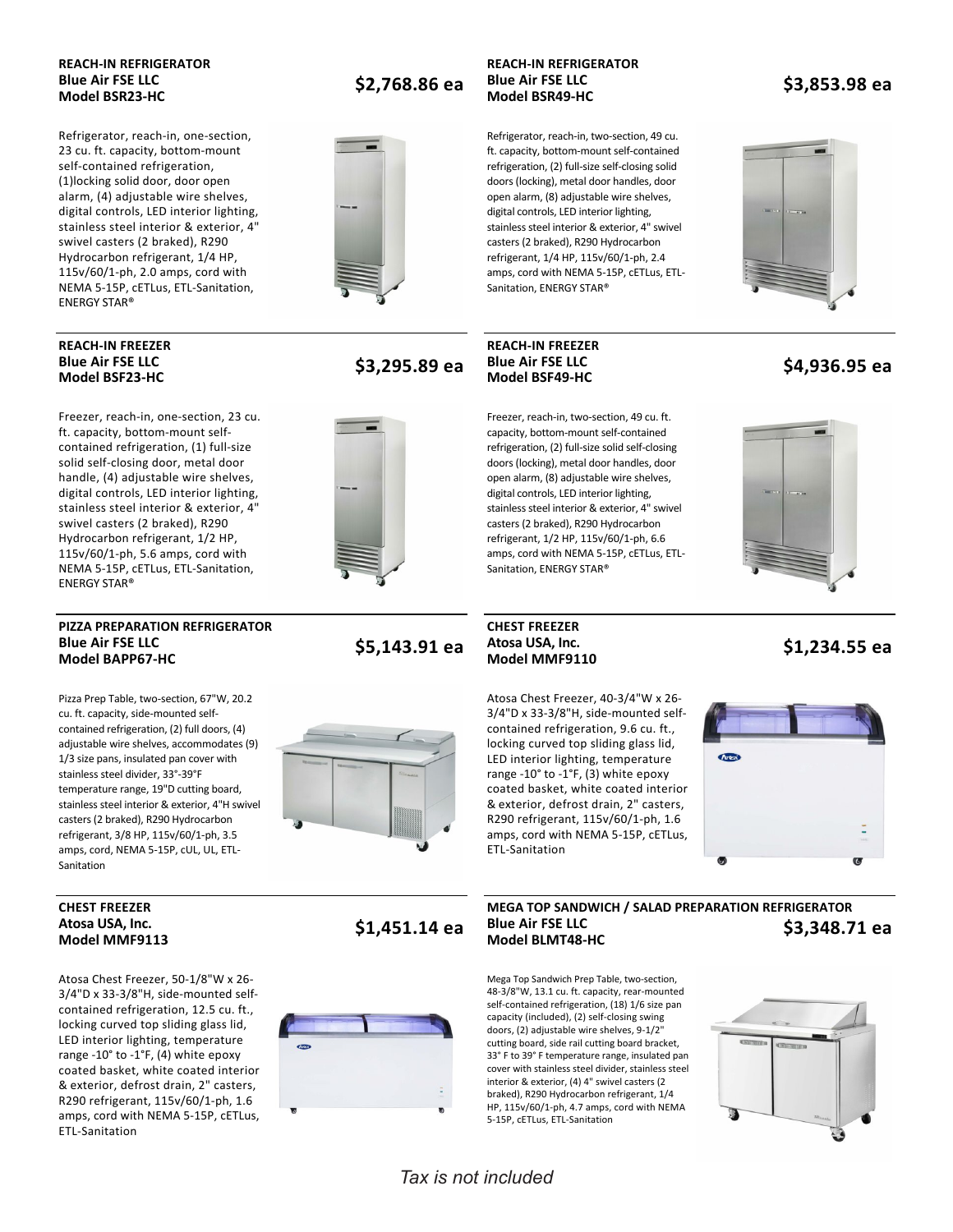**REACH-IN REFRIGERATOR**
**Blue Air FSE LLC**
**Model BSR23-HC**

**$2,768.86 ea**

Refrigerator, reach-in, one-section, 23 cu. ft. capacity, bottom-mount self-contained refrigeration, (1)locking solid door, door open alarm, (4) adjustable wire shelves, digital controls, LED interior lighting, stainless steel interior & exterior, 4" swivel casters (2 braked), R290 Hydrocarbon refrigerant, 1/4 HP, 115v/60/1-ph, 2.0 amps, cord with NEMA 5-15P, cETLus, ETL-Sanitation, ENERGY STAR®

---

**REACH-IN REFRIGERATOR**
**Blue Air FSE LLC**
**Model BSR49-HC**

**$3,853.98 ea**

Refrigerator, reach-in, two-section, 49 cu. ft. capacity, bottom-mount self-contained refrigeration, (2) full-size self-closing solid doors (locking), metal door handles, door open alarm, (8) adjustable wire shelves, digital controls, LED interior lighting, stainless steel interior & exterior, 4" swivel casters (2 braked), R290 Hydrocarbon refrigerant, 1/4 HP, 115v/60/1-ph, 2.4 amps, cord with NEMA 5-15P, cETLus, ETL-Sanitation, ENERGY STAR®

---

**REACH-IN FREEZER**
**Blue Air FSE LLC**
**Model BSF23-HC**

**$3,295.89 ea**

Freezer, reach-in, one-section, 23 cu. ft. capacity, bottom-mount self-contained refrigeration, (1) full-size solid self-closing door, metal door handle, (4) adjustable wire shelves, digital controls, LED interior lighting, stainless steel interior & exterior, 4" swivel casters (2 braked), R290 Hydrocarbon refrigerant, 1/2 HP, 115v/60/1-ph, 5.6 amps, cord with NEMA 5-15P, cETLus, ETL-Sanitation, ENERGY STAR®

---

**REACH-IN FREEZER**
**Blue Air FSE LLC**
**Model BSF49-HC**

**$4,936.95 ea**

Freezer, reach-in, two-section, 49 cu. ft. capacity, bottom-mount self-contained refrigeration, (2) full-size solid self-closing doors (locking), metal door handles, door open alarm, (8) adjustable wire shelves, digital controls, LED interior lighting, stainless steel interior & exterior, 4" swivel casters (2 braked), R290 Hydrocarbon refrigerant, 1/2 HP, 115v/60/1-ph, 6.6 amps, cord with NEMA 5-15P, cETLus, ETL-Sanitation, ENERGY STAR®

---

**PIZZA PREPARATION REFRIGERATOR**
**Blue Air FSE LLC**
**Model BAPP67-HC**

**$5,143.91 ea**

Pizza Prep Table, two-section, 67"W, 20.2 cu. ft. capacity, side-mounted self-contained refrigeration, (2) full doors, (4) adjustable wire shelves, accommodates (9) 1/3 size pans, insulated pan cover with stainless steel divider, 33°-39°F temperature range, 19"D cutting board, stainless steel interior & exterior, 4"H swivel casters (2 braked), R290 Hydrocarbon refrigerant, 3/8 HP, 115v/60/1-ph, 3.5 amps, cord, NEMA 5-15P, cUL, UL, ETL-Sanitation

---

**CHEST FREEZER**
**Atosa USA, Inc.**
**Model MMF9110**

**$1,234.55 ea**

Atosa Chest Freezer, 40-3/4"W x 26-3/4"D x 33-3/8"H, side-mounted self-contained refrigeration, 9.6 cu. ft., locking curved top sliding glass lid, LED interior lighting, temperature range -10° to -1°F, (3) white epoxy coated basket, white coated interior & exterior, defrost drain, 2" casters, R290 refrigerant, 115v/60/1-ph, 1.6 amps, cord with NEMA 5-15P, cETLus, ETL-Sanitation

---

**CHEST FREEZER**
**Atosa USA, Inc.**
**Model MMF9113**

**$1,451.14 ea**

Atosa Chest Freezer, 50-1/8"W x 26-3/4"D x 33-3/8"H, side-mounted self-contained refrigeration, 12.5 cu. ft., locking curved top sliding glass lid, LED interior lighting, temperature range -10° to -1°F, (4) white epoxy coated basket, white coated interior & exterior, defrost drain, 2" casters, R290 refrigerant, 115v/60/1-ph, 1.6 amps, cord with NEMA 5-15P, cETLus, ETL-Sanitation

---

**MEGA TOP SANDWICH / SALAD PREPARATION REFRIGERATOR**
**Blue Air FSE LLC**
**Model BLMT48-HC**

**$3,348.71 ea**

Mega Top Sandwich Prep Table, two-section, 48-3/8"W, 13.1 cu. ft. capacity, rear-mounted self-contained refrigeration, (18) 1/6 size pan capacity (included), (2) self-closing swing doors, (2) adjustable wire shelves, 9-1/2" cutting board, side rail cutting board bracket, 33° F to 39° F temperature range, insulated pan cover with stainless steel divider, stainless steel interior & exterior, (4) 4" swivel casters (2 braked), R290 Hydrocarbon refrigerant, 1/4 HP, 115v/60/1-ph, 4.7 amps, cord with NEMA 5-15P, cETLus, ETL-Sanitation

*Tax is not included*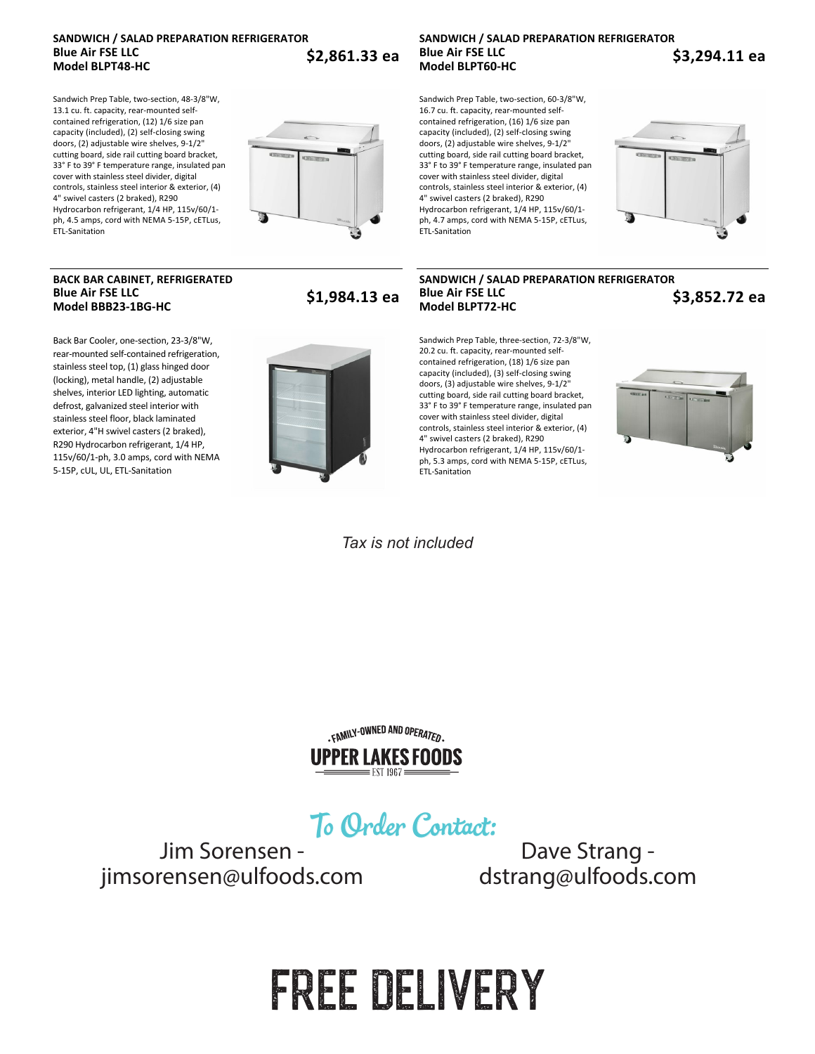### SANDWICH / SALAD PREPARATION REFRIGERATOR
**Blue Air FSE LLC**
**Model BLPT48-HC**

**$2,861.33 ea**

Sandwich Prep Table, two-section, 48-3/8"W, 13.1 cu. ft. capacity, rear-mounted self-contained refrigeration, (12) 1/6 size pan capacity (included), (2) self-closing swing doors, (2) adjustable wire shelves, 9-1/2" cutting board, side rail cutting board bracket, 33° F to 39° F temperature range, insulated pan cover with stainless steel divider, digital controls, stainless steel interior & exterior, (4) 4" swivel casters (2 braked), R290 Hydrocarbon refrigerant, 1/4 HP, 115v/60/1-ph, 4.5 amps, cord with NEMA 5-15P, cETLus, ETL-Sanitation

### SANDWICH / SALAD PREPARATION REFRIGERATOR
**Blue Air FSE LLC**
**Model BLPT60-HC**

**$3,294.11 ea**

Sandwich Prep Table, two-section, 60-3/8"W, 16.7 cu. ft. capacity, rear-mounted self-contained refrigeration, (16) 1/6 size pan capacity (included), (2) self-closing swing doors, (2) adjustable wire shelves, 9-1/2" cutting board, side rail cutting board bracket, 33° F to 39° F temperature range, insulated pan cover with stainless steel divider, digital controls, stainless steel interior & exterior, (4) 4" swivel casters (2 braked), R290 Hydrocarbon refrigerant, 1/4 HP, 115v/60/1-ph, 4.7 amps, cord with NEMA 5-15P, cETLus, ETL-Sanitation

### BACK BAR CABINET, REFRIGERATED
**Blue Air FSE LLC**
**Model BBB23-1BG-HC**

**$1,984.13 ea**

Back Bar Cooler, one-section, 23-3/8"W, rear-mounted self-contained refrigeration, stainless steel top, (1) glass hinged door (locking), metal handle, (2) adjustable shelves, interior LED lighting, automatic defrost, galvanized steel interior with stainless steel floor, black laminated exterior, 4"H swivel casters (2 braked), R290 Hydrocarbon refrigerant, 1/4 HP, 115v/60/1-ph, 3.0 amps, cord with NEMA 5-15P, cUL, UL, ETL-Sanitation

### SANDWICH / SALAD PREPARATION REFRIGERATOR
**Blue Air FSE LLC**
**Model BLPT72-HC**

**$3,852.72 ea**

Sandwich Prep Table, three-section, 72-3/8"W, 20.2 cu. ft. capacity, rear-mounted self-contained refrigeration, (18) 1/6 size pan capacity (included), (3) self-closing swing doors, (3) adjustable wire shelves, 9-1/2" cutting board, side rail cutting board bracket, 33° F to 39° F temperature range, insulated pan cover with stainless steel divider, digital controls, stainless steel interior & exterior, (4) 4" swivel casters (2 braked), R290 Hydrocarbon refrigerant, 1/4 HP, 115v/60/1-ph, 5.3 amps, cord with NEMA 5-15P, cETLus, ETL-Sanitation

*Tax is not included*

FAMILY-OWNED AND OPERATED
**UPPER LAKES FOODS**
EST 1967

## To Order Contact:

Jim Sorensen - jimsorensen@ulfoods.com

Dave Strang - dstrang@ulfoods.com

# FREE DELIVERY